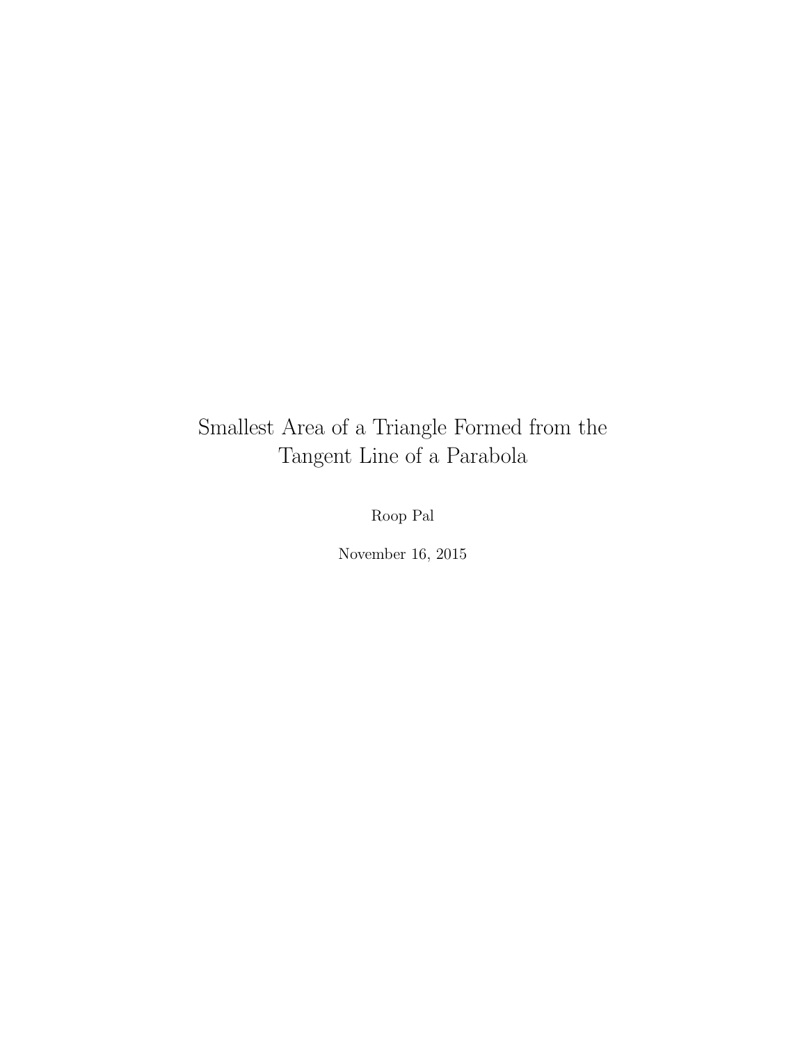# Smallest Area of a Triangle Formed from the Tangent Line of a Parabola

Roop Pal

November 16, 2015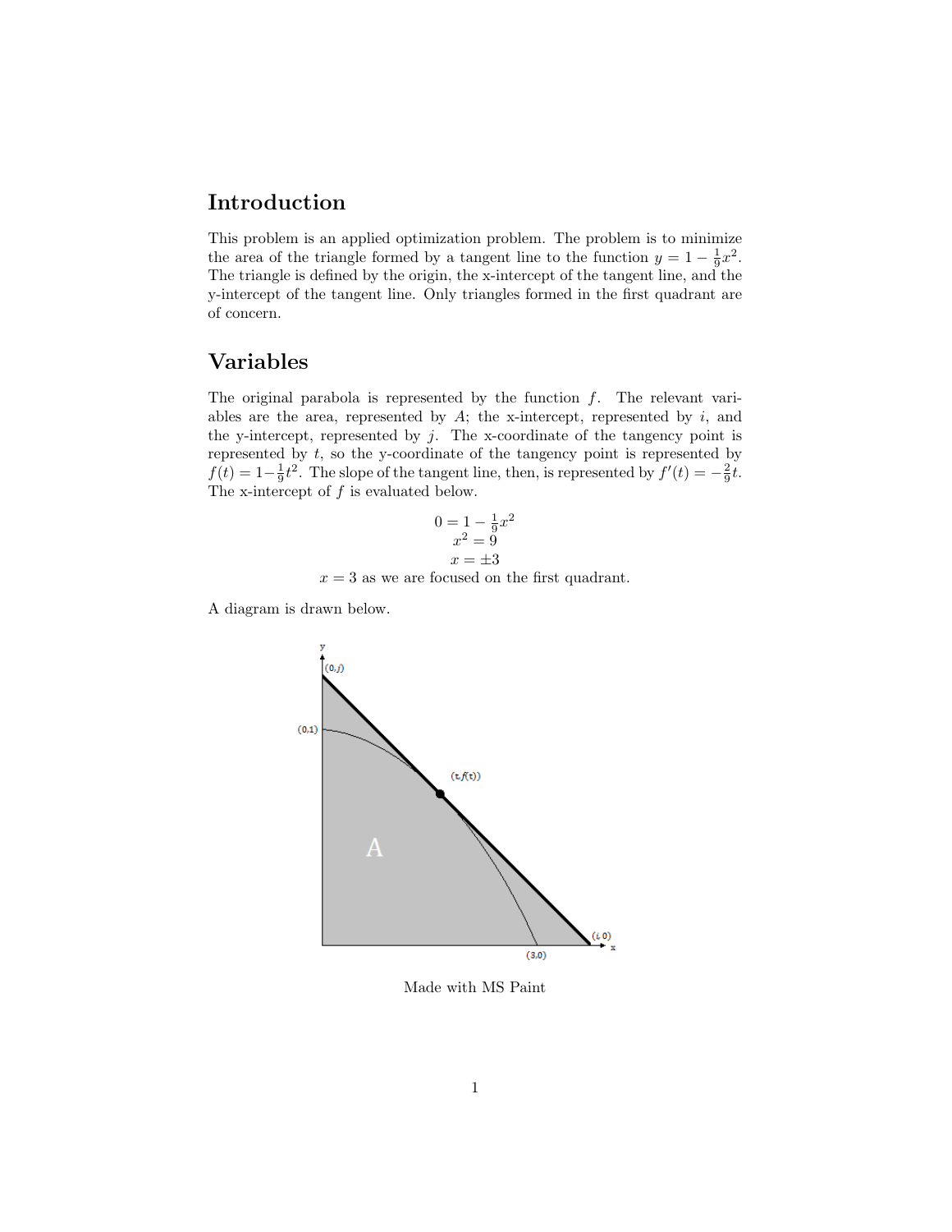## Introduction

This problem is an applied optimization problem. The problem is to minimize the area of the triangle formed by a tangent line to the function $y = 1 - \frac{1}{9}x^2$. The triangle is defined by the origin, the x-intercept of the tangent line, and the y-intercept of the tangent line. Only triangles formed in the first quadrant are of concern.

## Variables

The original parabola is represented by the function $f$. The relevant variables are the area, represented by $A$; the x-intercept, represented by $i$, and the y-intercept, represented by $j$. The x-coordinate of the tangency point is represented by $t$, so the y-coordinate of the tangency point is represented by $f(t) = 1 - \frac{1}{9}t^2$. The slope of the tangent line, then, is represented by $f'(t) = -\frac{2}{9}t$. The x-intercept of $f$ is evaluated below.

$$0 = 1 - \frac{1}{9}x^2$$
$$x^2 = 9$$
$$x = \pm 3$$

$x = 3$ as we are focused on the first quadrant.

A diagram is drawn below.

Made with MS Paint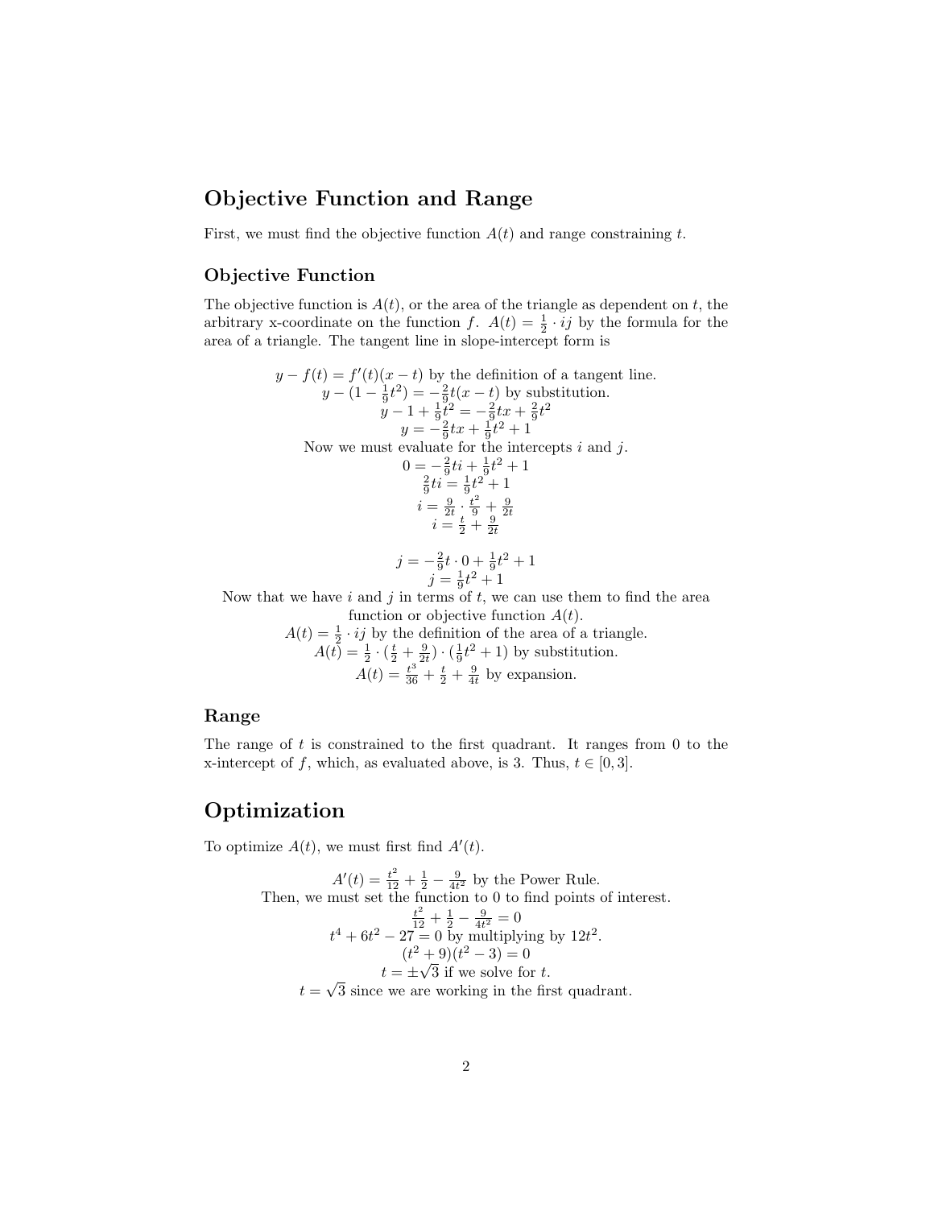# Objective Function and Range

First, we must find the objective function $A(t)$ and range constraining $t$.

## Objective Function

The objective function is $A(t)$, or the area of the triangle as dependent on $t$, the arbitrary x-coordinate on the function $f$. $A(t) = \frac{1}{2} \cdot ij$ by the formula for the area of a triangle. The tangent line in slope-intercept form is

$$y - f(t) = f'(t)(x - t) \text{ by the definition of a tangent line.}$$
$$y - (1 - \tfrac{1}{9}t^2) = -\tfrac{2}{9}t(x - t) \text{ by substitution.}$$
$$y - 1 + \tfrac{1}{9}t^2 = -\tfrac{2}{9}tx + \tfrac{2}{9}t^2$$
$$y = -\tfrac{2}{9}tx + \tfrac{1}{9}t^2 + 1$$

Now we must evaluate for the intercepts $i$ and $j$.

$$0 = -\tfrac{2}{9}ti + \tfrac{1}{9}t^2 + 1$$
$$\tfrac{2}{9}ti = \tfrac{1}{9}t^2 + 1$$
$$i = \tfrac{9}{2t} \cdot \tfrac{t^2}{9} + \tfrac{9}{2t}$$
$$i = \tfrac{t}{2} + \tfrac{9}{2t}$$

$$j = -\tfrac{2}{9}t \cdot 0 + \tfrac{1}{9}t^2 + 1$$
$$j = \tfrac{1}{9}t^2 + 1$$

Now that we have $i$ and $j$ in terms of $t$, we can use them to find the area function or objective function $A(t)$.

$$A(t) = \tfrac{1}{2} \cdot ij \text{ by the definition of the area of a triangle.}$$
$$A(t) = \tfrac{1}{2} \cdot (\tfrac{t}{2} + \tfrac{9}{2t}) \cdot (\tfrac{1}{9}t^2 + 1) \text{ by substitution.}$$
$$A(t) = \tfrac{t^3}{36} + \tfrac{t}{2} + \tfrac{9}{4t} \text{ by expansion.}$$

## Range

The range of $t$ is constrained to the first quadrant. It ranges from 0 to the x-intercept of $f$, which, as evaluated above, is 3. Thus, $t \in [0, 3]$.

# Optimization

To optimize $A(t)$, we must first find $A'(t)$.

$$A'(t) = \tfrac{t^2}{12} + \tfrac{1}{2} - \tfrac{9}{4t^2} \text{ by the Power Rule.}$$

Then, we must set the function to 0 to find points of interest.

$$\tfrac{t^2}{12} + \tfrac{1}{2} - \tfrac{9}{4t^2} = 0$$
$$t^4 + 6t^2 - 27 = 0 \text{ by multiplying by } 12t^2.$$
$$(t^2 + 9)(t^2 - 3) = 0$$
$$t = \pm\sqrt{3} \text{ if we solve for } t.$$
$$t = \sqrt{3} \text{ since we are working in the first quadrant.}$$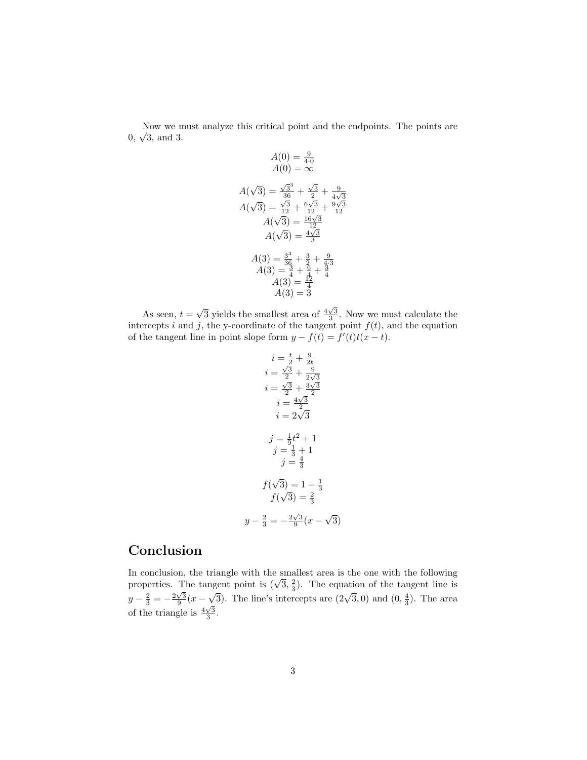Now we must analyze this critical point and the endpoints. The points are 0, $\sqrt{3}$, and 3.

$$A(0) = \frac{9}{4 \cdot 0}$$
$$A(0) = \infty$$

$$A(\sqrt{3}) = \frac{\sqrt{3}^3}{36} + \frac{\sqrt{3}}{2} + \frac{9}{4\sqrt{3}}$$
$$A(\sqrt{3}) = \frac{\sqrt{3}}{12} + \frac{6\sqrt{3}}{12} + \frac{9\sqrt{3}}{12}$$
$$A(\sqrt{3}) = \frac{16\sqrt{3}}{12}$$
$$A(\sqrt{3}) = \frac{4\sqrt{3}}{3}$$

$$A(3) = \frac{3^3}{36} + \frac{3}{2} + \frac{9}{4 \cdot 3}$$
$$A(3) = \frac{3}{4} + \frac{6}{4} + \frac{3}{4}$$
$$A(3) = \frac{12}{4}$$
$$A(3) = 3$$

As seen, $t = \sqrt{3}$ yields the smallest area of $\frac{4\sqrt{3}}{3}$. Now we must calculate the intercepts $i$ and $j$, the y-coordinate of the tangent point $f(t)$, and the equation of the tangent line in point slope form $y - f(t) = f'(t)t(x - t)$.

$$i = \frac{t}{2} + \frac{9}{2t}$$
$$i = \frac{\sqrt{3}}{2} + \frac{9}{2\sqrt{3}}$$
$$i = \frac{\sqrt{3}}{2} + \frac{3\sqrt{3}}{2}$$
$$i = \frac{4\sqrt{3}}{2}$$
$$i = 2\sqrt{3}$$

$$j = \frac{1}{9}t^2 + 1$$
$$j = \frac{1}{3} + 1$$
$$j = \frac{4}{3}$$

$$f(\sqrt{3}) = 1 - \frac{1}{3}$$
$$f(\sqrt{3}) = \frac{2}{3}$$

$$y - \frac{2}{3} = -\frac{2\sqrt{3}}{9}(x - \sqrt{3})$$

## Conclusion

In conclusion, the triangle with the smallest area is the one with the following properties. The tangent point is $(\sqrt{3}, \frac{2}{3})$. The equation of the tangent line is $y - \frac{2}{3} = -\frac{2\sqrt{3}}{9}(x - \sqrt{3})$. The line's intercepts are $(2\sqrt{3}, 0)$ and $(0, \frac{4}{3})$. The area of the triangle is $\frac{4\sqrt{3}}{3}$.